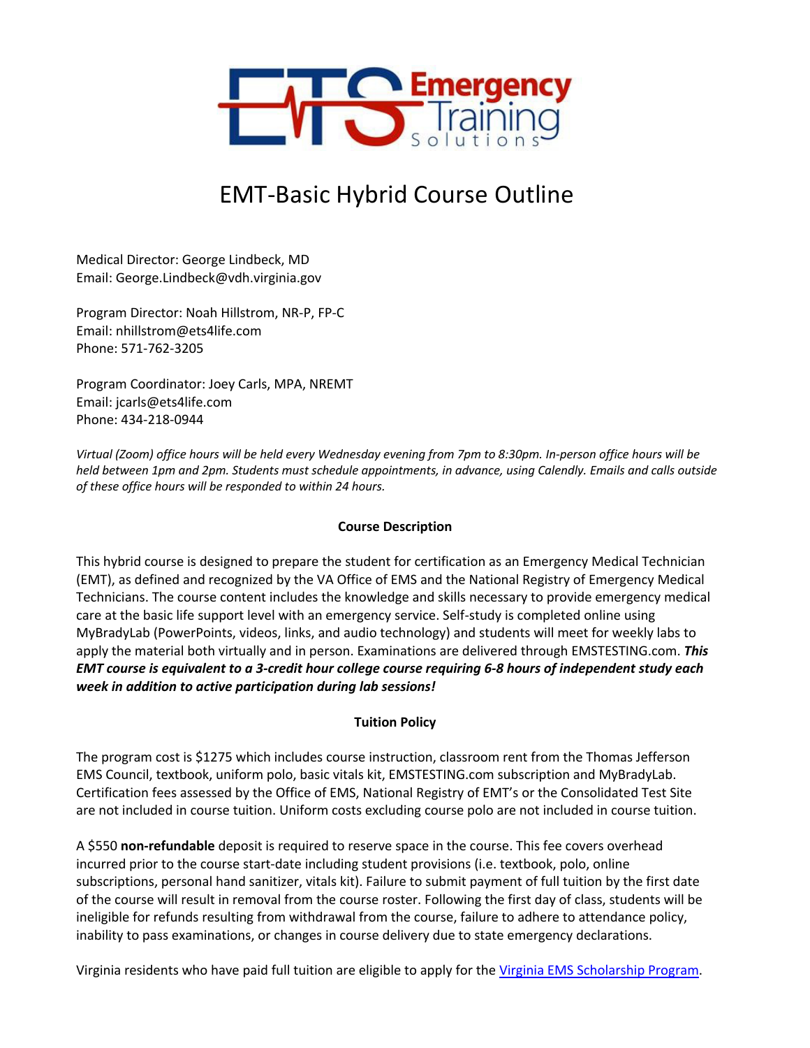# EMT-Basic Hybrid Course Outline

Medical Director: George Lindbeck, MD
Email: George.Lindbeck@vdh.virginia.gov

Program Director: Noah Hillstrom, NR-P, FP-C
Email: nhillstrom@ets4life.com
Phone: 571-762-3205

Program Coordinator: Joey Carls, MPA, NREMT
Email: jcarls@ets4life.com
Phone: 434-218-0944

*Virtual (Zoom) office hours will be held every Wednesday evening from 7pm to 8:30pm. In-person office hours will be held between 1pm and 2pm. Students must schedule appointments, in advance, using Calendly. Emails and calls outside of these office hours will be responded to within 24 hours.*

## Course Description

This hybrid course is designed to prepare the student for certification as an Emergency Medical Technician (EMT), as defined and recognized by the VA Office of EMS and the National Registry of Emergency Medical Technicians. The course content includes the knowledge and skills necessary to provide emergency medical care at the basic life support level with an emergency service. Self-study is completed online using MyBradyLab (PowerPoints, videos, links, and audio technology) and students will meet for weekly labs to apply the material both virtually and in person. Examinations are delivered through EMSTESTING.com. ***This EMT course is equivalent to a 3-credit hour college course requiring 6-8 hours of independent study each week in addition to active participation during lab sessions!***

## Tuition Policy

The program cost is $1275 which includes course instruction, classroom rent from the Thomas Jefferson EMS Council, textbook, uniform polo, basic vitals kit, EMSTESTING.com subscription and MyBradyLab. Certification fees assessed by the Office of EMS, National Registry of EMT's or the Consolidated Test Site are not included in course tuition. Uniform costs excluding course polo are not included in course tuition.

A $550 **non-refundable** deposit is required to reserve space in the course. This fee covers overhead incurred prior to the course start-date including student provisions (i.e. textbook, polo, online subscriptions, personal hand sanitizer, vitals kit). Failure to submit payment of full tuition by the first date of the course will result in removal from the course roster. Following the first day of class, students will be ineligible for refunds resulting from withdrawal from the course, failure to adhere to attendance policy, inability to pass examinations, or changes in course delivery due to state emergency declarations.

Virginia residents who have paid full tuition are eligible to apply for the Virginia EMS Scholarship Program.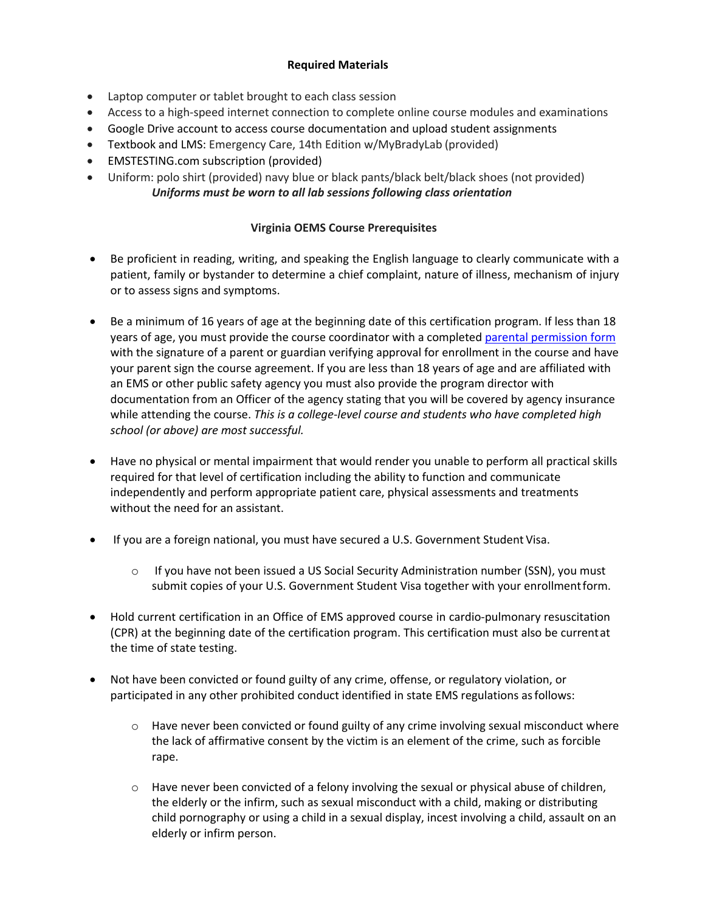**Required Materials**

- Laptop computer or tablet brought to each class session
- Access to a high-speed internet connection to complete online course modules and examinations
- Google Drive account to access course documentation and upload student assignments
- Textbook and LMS: Emergency Care, 14th Edition w/MyBradyLab (provided)
- EMSTESTING.com subscription (provided)
- Uniform: polo shirt (provided) navy blue or black pants/black belt/black shoes (not provided)

  ***Uniforms must be worn to all lab sessions following class orientation***

**Virginia OEMS Course Prerequisites**

- Be proficient in reading, writing, and speaking the English language to clearly communicate with a patient, family or bystander to determine a chief complaint, nature of illness, mechanism of injury or to assess signs and symptoms.

- Be a minimum of 16 years of age at the beginning date of this certification program. If less than 18 years of age, you must provide the course coordinator with a completed parental permission form with the signature of a parent or guardian verifying approval for enrollment in the course and have your parent sign the course agreement. If you are less than 18 years of age and are affiliated with an EMS or other public safety agency you must also provide the program director with documentation from an Officer of the agency stating that you will be covered by agency insurance while attending the course. *This is a college-level course and students who have completed high school (or above) are most successful.*

- Have no physical or mental impairment that would render you unable to perform all practical skills required for that level of certification including the ability to function and communicate independently and perform appropriate patient care, physical assessments and treatments without the need for an assistant.

- If you are a foreign national, you must have secured a U.S. Government Student Visa.
  - If you have not been issued a US Social Security Administration number (SSN), you must submit copies of your U.S. Government Student Visa together with your enrollment form.

- Hold current certification in an Office of EMS approved course in cardio-pulmonary resuscitation (CPR) at the beginning date of the certification program. This certification must also be current at the time of state testing.

- Not have been convicted or found guilty of any crime, offense, or regulatory violation, or participated in any other prohibited conduct identified in state EMS regulations as follows:
  - Have never been convicted or found guilty of any crime involving sexual misconduct where the lack of affirmative consent by the victim is an element of the crime, such as forcible rape.
  - Have never been convicted of a felony involving the sexual or physical abuse of children, the elderly or the infirm, such as sexual misconduct with a child, making or distributing child pornography or using a child in a sexual display, incest involving a child, assault on an elderly or infirm person.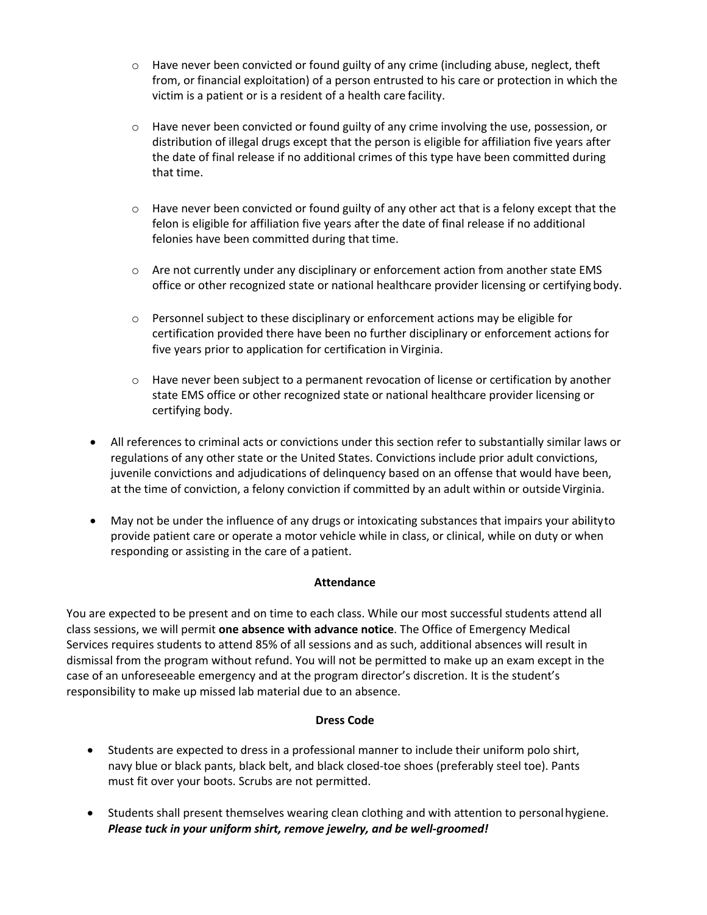- Have never been convicted or found guilty of any crime (including abuse, neglect, theft from, or financial exploitation) of a person entrusted to his care or protection in which the victim is a patient or is a resident of a health care facility.

  - Have never been convicted or found guilty of any crime involving the use, possession, or distribution of illegal drugs except that the person is eligible for affiliation five years after the date of final release if no additional crimes of this type have been committed during that time.

  - Have never been convicted or found guilty of any other act that is a felony except that the felon is eligible for affiliation five years after the date of final release if no additional felonies have been committed during that time.

  - Are not currently under any disciplinary or enforcement action from another state EMS office or other recognized state or national healthcare provider licensing or certifying body.

  - Personnel subject to these disciplinary or enforcement actions may be eligible for certification provided there have been no further disciplinary or enforcement actions for five years prior to application for certification in Virginia.

  - Have never been subject to a permanent revocation of license or certification by another state EMS office or other recognized state or national healthcare provider licensing or certifying body.

- All references to criminal acts or convictions under this section refer to substantially similar laws or regulations of any other state or the United States. Convictions include prior adult convictions, juvenile convictions and adjudications of delinquency based on an offense that would have been, at the time of conviction, a felony conviction if committed by an adult within or outside Virginia.

- May not be under the influence of any drugs or intoxicating substances that impairs your ability to provide patient care or operate a motor vehicle while in class, or clinical, while on duty or when responding or assisting in the care of a patient.

**Attendance**

You are expected to be present and on time to each class. While our most successful students attend all class sessions, we will permit **one absence with advance notice**. The Office of Emergency Medical Services requires students to attend 85% of all sessions and as such, additional absences will result in dismissal from the program without refund. You will not be permitted to make up an exam except in the case of an unforeseeable emergency and at the program director's discretion. It is the student's responsibility to make up missed lab material due to an absence.

**Dress Code**

- Students are expected to dress in a professional manner to include their uniform polo shirt, navy blue or black pants, black belt, and black closed-toe shoes (preferably steel toe). Pants must fit over your boots. Scrubs are not permitted.

- Students shall present themselves wearing clean clothing and with attention to personal hygiene. ***Please tuck in your uniform shirt, remove jewelry, and be well-groomed!***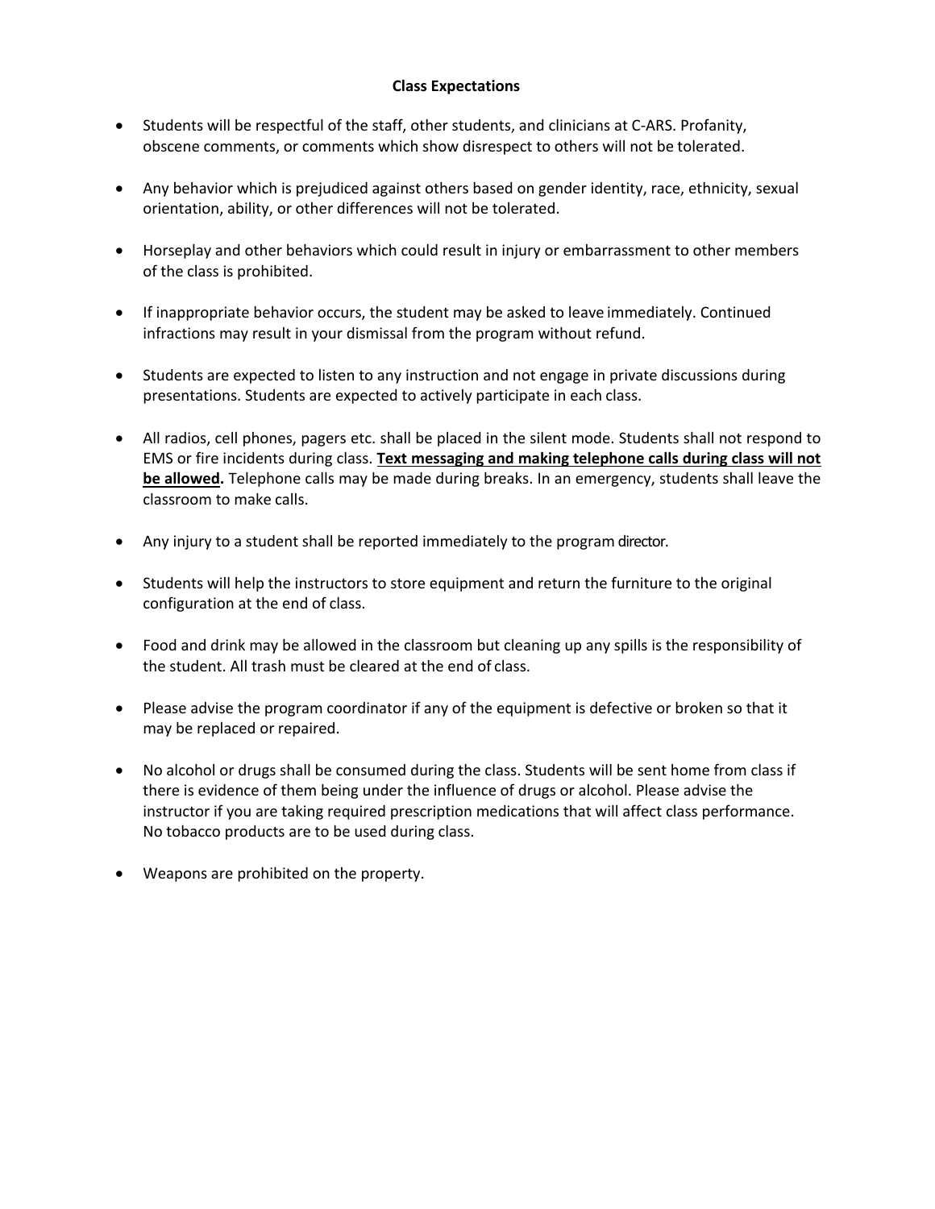# Class Expectations

- Students will be respectful of the staff, other students, and clinicians at C-ARS. Profanity, obscene comments, or comments which show disrespect to others will not be tolerated.

- Any behavior which is prejudiced against others based on gender identity, race, ethnicity, sexual orientation, ability, or other differences will not be tolerated.

- Horseplay and other behaviors which could result in injury or embarrassment to other members of the class is prohibited.

- If inappropriate behavior occurs, the student may be asked to leave immediately. Continued infractions may result in your dismissal from the program without refund.

- Students are expected to listen to any instruction and not engage in private discussions during presentations. Students are expected to actively participate in each class.

- All radios, cell phones, pagers etc. shall be placed in the silent mode. Students shall not respond to EMS or fire incidents during class. <u>**Text messaging and making telephone calls during class will not be allowed**</u>**.** Telephone calls may be made during breaks. In an emergency, students shall leave the classroom to make calls.

- Any injury to a student shall be reported immediately to the program director.

- Students will help the instructors to store equipment and return the furniture to the original configuration at the end of class.

- Food and drink may be allowed in the classroom but cleaning up any spills is the responsibility of the student. All trash must be cleared at the end of class.

- Please advise the program coordinator if any of the equipment is defective or broken so that it may be replaced or repaired.

- No alcohol or drugs shall be consumed during the class. Students will be sent home from class if there is evidence of them being under the influence of drugs or alcohol. Please advise the instructor if you are taking required prescription medications that will affect class performance. No tobacco products are to be used during class.

- Weapons are prohibited on the property.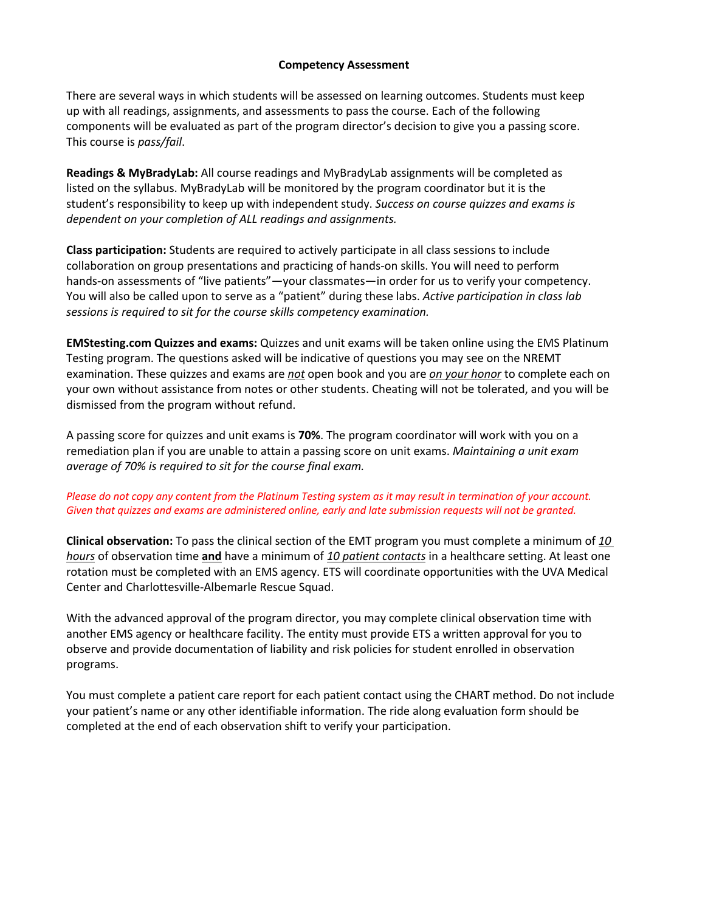## Competency Assessment

There are several ways in which students will be assessed on learning outcomes. Students must keep up with all readings, assignments, and assessments to pass the course. Each of the following components will be evaluated as part of the program director's decision to give you a passing score. This course is *pass/fail*.

**Readings & MyBradyLab:** All course readings and MyBradyLab assignments will be completed as listed on the syllabus. MyBradyLab will be monitored by the program coordinator but it is the student's responsibility to keep up with independent study. *Success on course quizzes and exams is dependent on your completion of ALL readings and assignments.*

**Class participation:** Students are required to actively participate in all class sessions to include collaboration on group presentations and practicing of hands-on skills. You will need to perform hands-on assessments of "live patients"—your classmates—in order for us to verify your competency. You will also be called upon to serve as a "patient" during these labs. *Active participation in class lab sessions is required to sit for the course skills competency examination.*

**EMStesting.com Quizzes and exams:** Quizzes and unit exams will be taken online using the EMS Platinum Testing program. The questions asked will be indicative of questions you may see on the NREMT examination. These quizzes and exams are *not* open book and you are *on your honor* to complete each on your own without assistance from notes or other students. Cheating will not be tolerated, and you will be dismissed from the program without refund.

A passing score for quizzes and unit exams is **70%**. The program coordinator will work with you on a remediation plan if you are unable to attain a passing score on unit exams. *Maintaining a unit exam average of 70% is required to sit for the course final exam.*

*Please do not copy any content from the Platinum Testing system as it may result in termination of your account. Given that quizzes and exams are administered online, early and late submission requests will not be granted.*

**Clinical observation:** To pass the clinical section of the EMT program you must complete a minimum of *10 hours* of observation time **and** have a minimum of *10 patient contacts* in a healthcare setting. At least one rotation must be completed with an EMS agency. ETS will coordinate opportunities with the UVA Medical Center and Charlottesville-Albemarle Rescue Squad.

With the advanced approval of the program director, you may complete clinical observation time with another EMS agency or healthcare facility. The entity must provide ETS a written approval for you to observe and provide documentation of liability and risk policies for student enrolled in observation programs.

You must complete a patient care report for each patient contact using the CHART method. Do not include your patient's name or any other identifiable information. The ride along evaluation form should be completed at the end of each observation shift to verify your participation.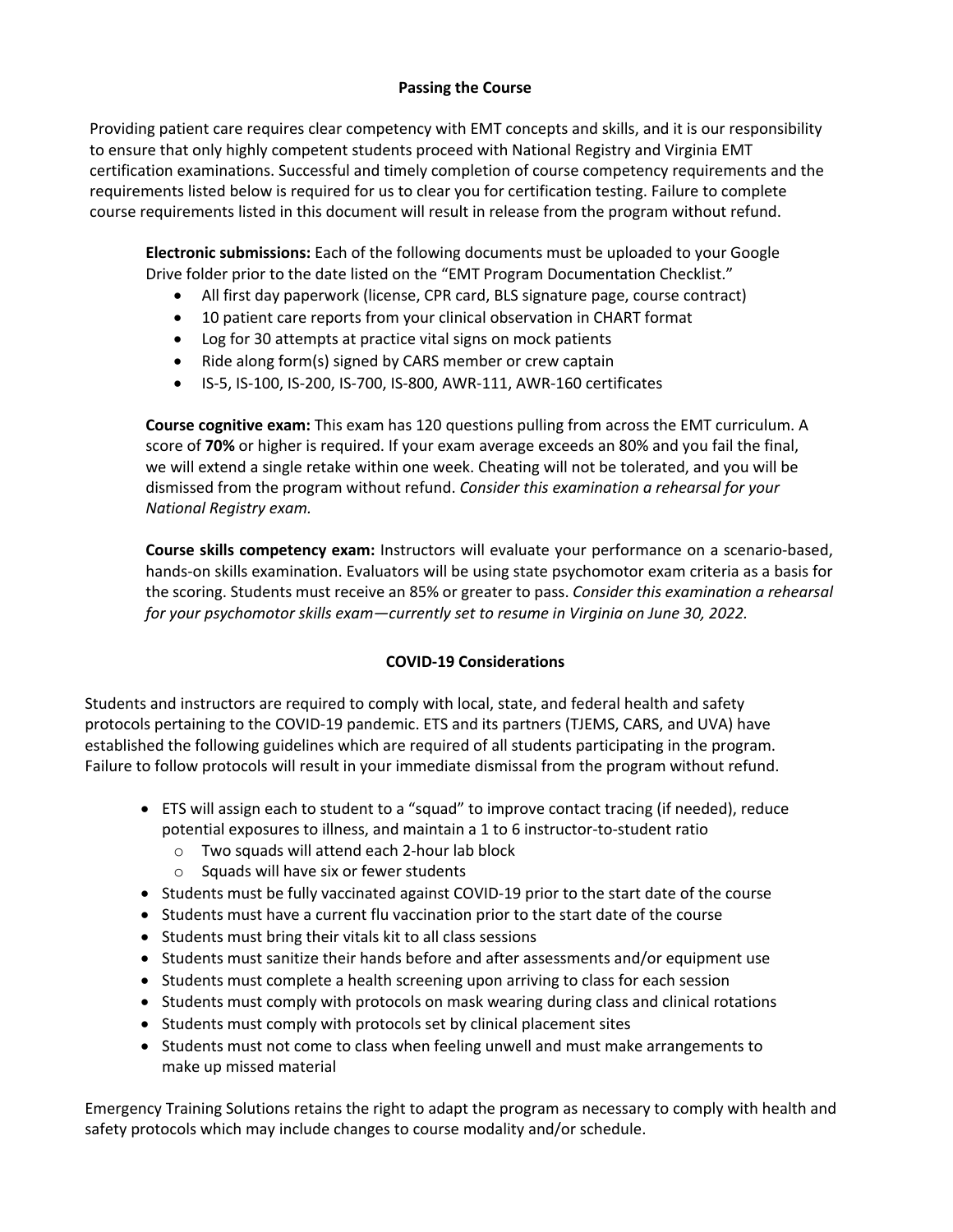## Passing the Course

Providing patient care requires clear competency with EMT concepts and skills, and it is our responsibility to ensure that only highly competent students proceed with National Registry and Virginia EMT certification examinations. Successful and timely completion of course competency requirements and the requirements listed below is required for us to clear you for certification testing. Failure to complete course requirements listed in this document will result in release from the program without refund.

**Electronic submissions:** Each of the following documents must be uploaded to your Google Drive folder prior to the date listed on the "EMT Program Documentation Checklist."

- All first day paperwork (license, CPR card, BLS signature page, course contract)
- 10 patient care reports from your clinical observation in CHART format
- Log for 30 attempts at practice vital signs on mock patients
- Ride along form(s) signed by CARS member or crew captain
- IS-5, IS-100, IS-200, IS-700, IS-800, AWR-111, AWR-160 certificates

**Course cognitive exam:** This exam has 120 questions pulling from across the EMT curriculum. A score of **70%** or higher is required. If your exam average exceeds an 80% and you fail the final, we will extend a single retake within one week. Cheating will not be tolerated, and you will be dismissed from the program without refund. *Consider this examination a rehearsal for your National Registry exam.*

**Course skills competency exam:** Instructors will evaluate your performance on a scenario-based, hands-on skills examination. Evaluators will be using state psychomotor exam criteria as a basis for the scoring. Students must receive an 85% or greater to pass. *Consider this examination a rehearsal for your psychomotor skills exam—currently set to resume in Virginia on June 30, 2022.*

## COVID-19 Considerations

Students and instructors are required to comply with local, state, and federal health and safety protocols pertaining to the COVID-19 pandemic. ETS and its partners (TJEMS, CARS, and UVA) have established the following guidelines which are required of all students participating in the program. Failure to follow protocols will result in your immediate dismissal from the program without refund.

- ETS will assign each to student to a "squad" to improve contact tracing (if needed), reduce potential exposures to illness, and maintain a 1 to 6 instructor-to-student ratio
  - Two squads will attend each 2-hour lab block
  - Squads will have six or fewer students
- Students must be fully vaccinated against COVID-19 prior to the start date of the course
- Students must have a current flu vaccination prior to the start date of the course
- Students must bring their vitals kit to all class sessions
- Students must sanitize their hands before and after assessments and/or equipment use
- Students must complete a health screening upon arriving to class for each session
- Students must comply with protocols on mask wearing during class and clinical rotations
- Students must comply with protocols set by clinical placement sites
- Students must not come to class when feeling unwell and must make arrangements to make up missed material

Emergency Training Solutions retains the right to adapt the program as necessary to comply with health and safety protocols which may include changes to course modality and/or schedule.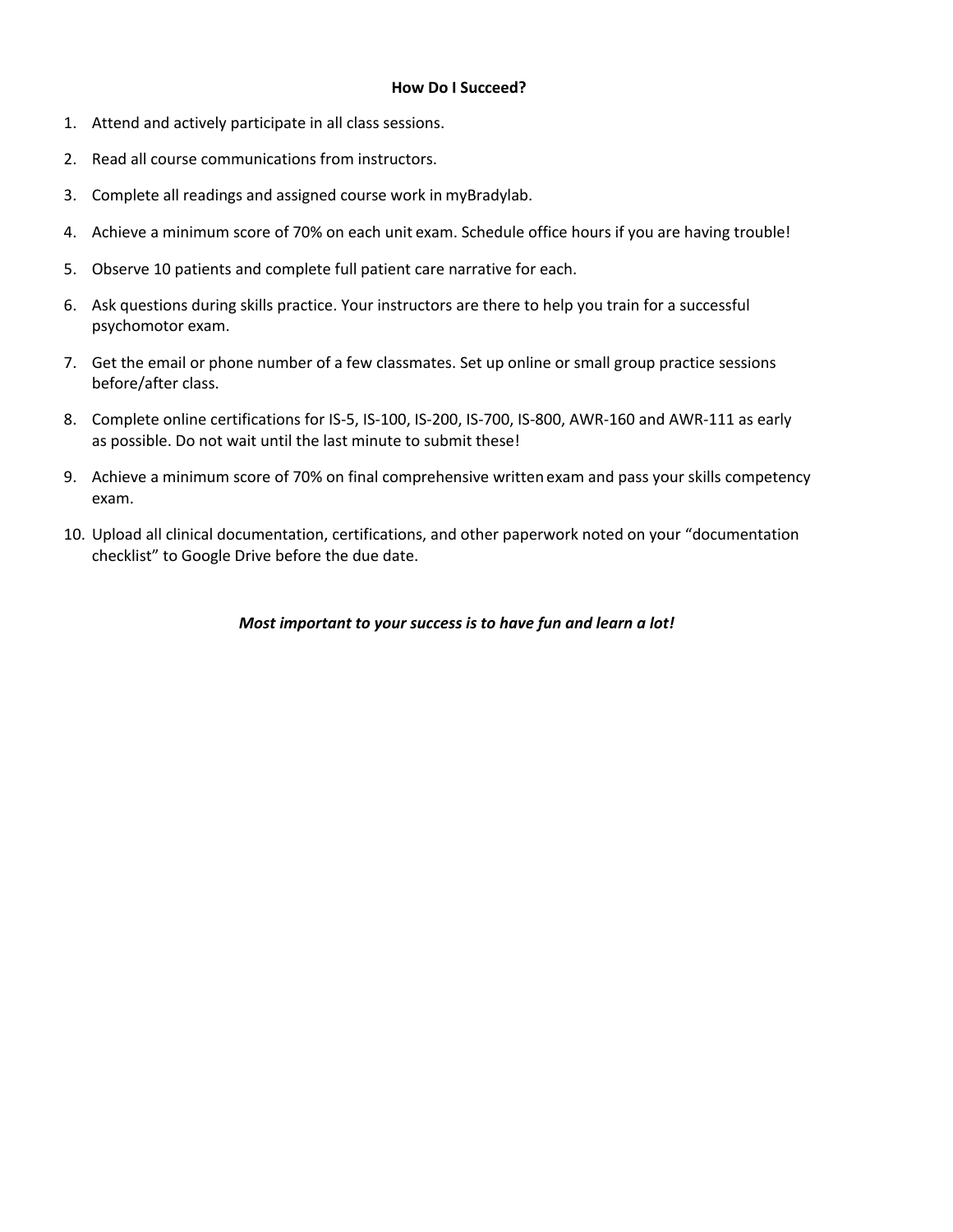## How Do I Succeed?

1. Attend and actively participate in all class sessions.
2. Read all course communications from instructors.
3. Complete all readings and assigned course work in myBradylab.
4. Achieve a minimum score of 70% on each unit exam. Schedule office hours if you are having trouble!
5. Observe 10 patients and complete full patient care narrative for each.
6. Ask questions during skills practice. Your instructors are there to help you train for a successful psychomotor exam.
7. Get the email or phone number of a few classmates. Set up online or small group practice sessions before/after class.
8. Complete online certifications for IS-5, IS-100, IS-200, IS-700, IS-800, AWR-160 and AWR-111 as early as possible. Do not wait until the last minute to submit these!
9. Achieve a minimum score of 70% on final comprehensive written exam and pass your skills competency exam.
10. Upload all clinical documentation, certifications, and other paperwork noted on your "documentation checklist" to Google Drive before the due date.

***Most important to your success is to have fun and learn a lot!***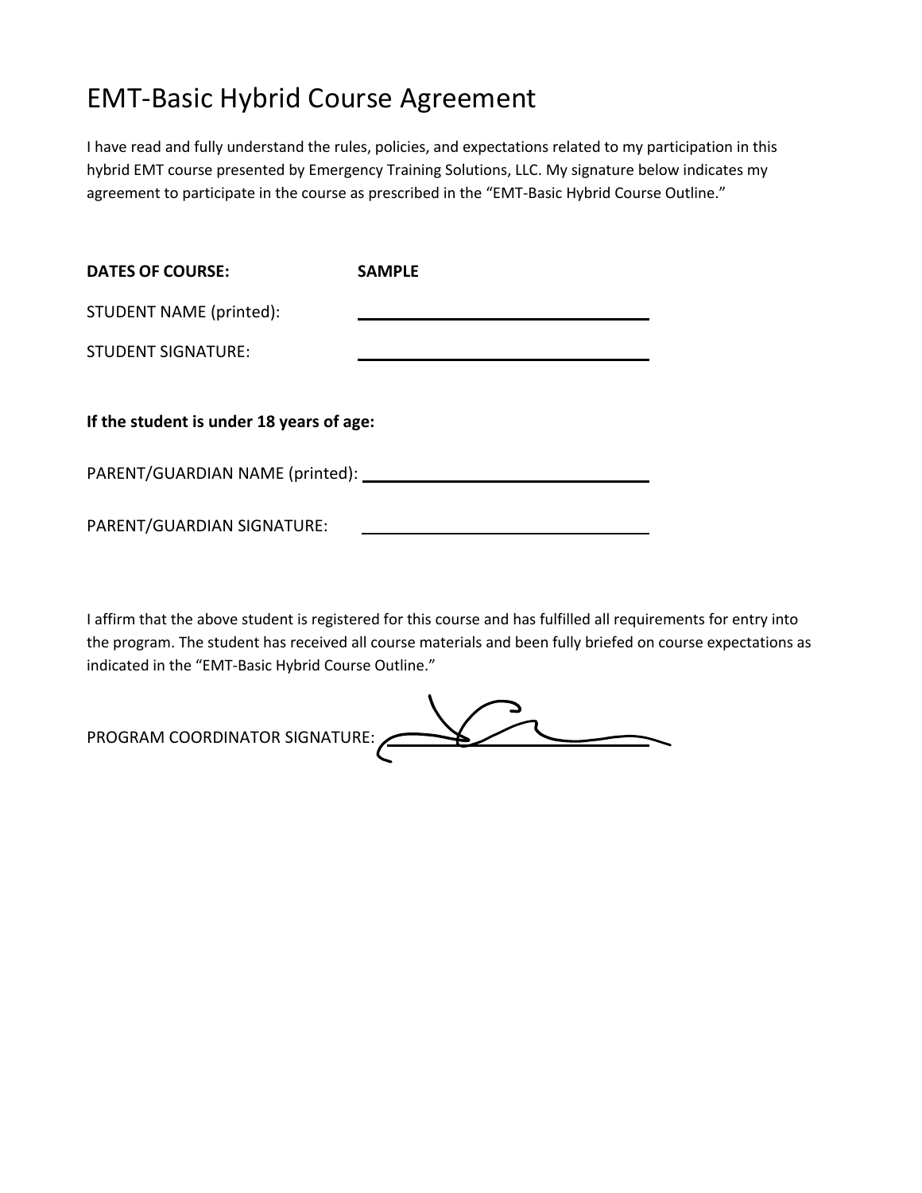# EMT-Basic Hybrid Course Agreement

I have read and fully understand the rules, policies, and expectations related to my participation in this hybrid EMT course presented by Emergency Training Solutions, LLC. My signature below indicates my agreement to participate in the course as prescribed in the "EMT-Basic Hybrid Course Outline."

**DATES OF COURSE:** **SAMPLE**

STUDENT NAME (printed): ______________________________

STUDENT SIGNATURE: ______________________________

**If the student is under 18 years of age:**

PARENT/GUARDIAN NAME (printed): ______________________________

PARENT/GUARDIAN SIGNATURE: ______________________________

I affirm that the above student is registered for this course and has fulfilled all requirements for entry into the program. The student has received all course materials and been fully briefed on course expectations as indicated in the "EMT-Basic Hybrid Course Outline."

PROGRAM COORDINATOR SIGNATURE: ______________________________